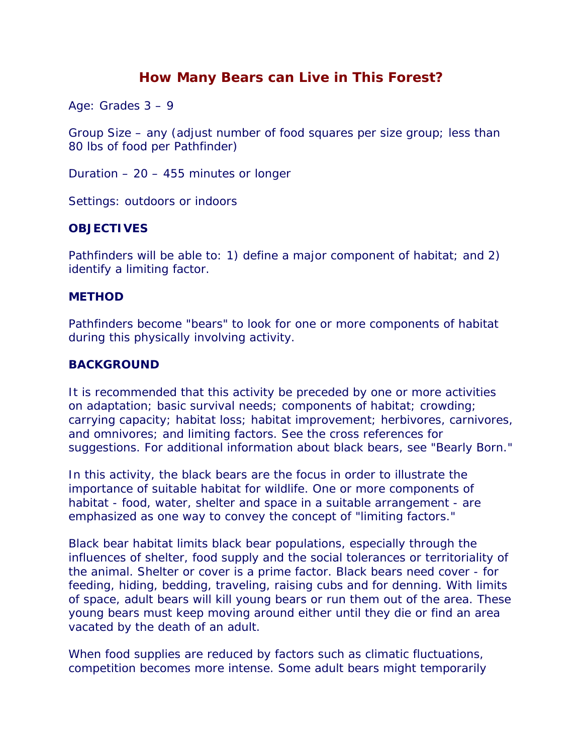# How Many Bears can Live in This Forest?

Age: Grades 3 – 9

Group Size – any (adjust number of food squares per size group; less than 80 lbs of food per Pathfinder)

Duration – 20 – 455 minutes or longer

Settings: outdoors or indoors

**OBJECTIVES**

Pathfinders will be able to: 1) define a major component of habitat; and 2) identify a limiting factor.

**METHOD**

Pathfinders become "bears" to look for one or more components of habitat during this physically involving activity.

**BACKGROUND**

It is recommended that this activity be preceded by one or more activities on adaptation; basic survival needs; components of habitat; crowding; carrying capacity; habitat loss; habitat improvement; herbivores, carnivores, and omnivores; and limiting factors. See the cross references for suggestions. For additional information about black bears, see "Bearly Born."

In this activity, the black bears are the focus in order to illustrate the importance of suitable habitat for wildlife. One or more components of habitat - food, water, shelter and space in a suitable arrangement - are emphasized as one way to convey the concept of "limiting factors."

Black bear habitat limits black bear populations, especially through the influences of shelter, food supply and the social tolerances or territoriality of the animal. Shelter or cover is a prime factor. Black bears need cover - for feeding, hiding, bedding, traveling, raising cubs and for denning. With limits of space, adult bears will kill young bears or run them out of the area. These young bears must keep moving around either until they die or find an area vacated by the death of an adult.

When food supplies are reduced by factors such as climatic fluctuations, competition becomes more intense. Some adult bears might temporarily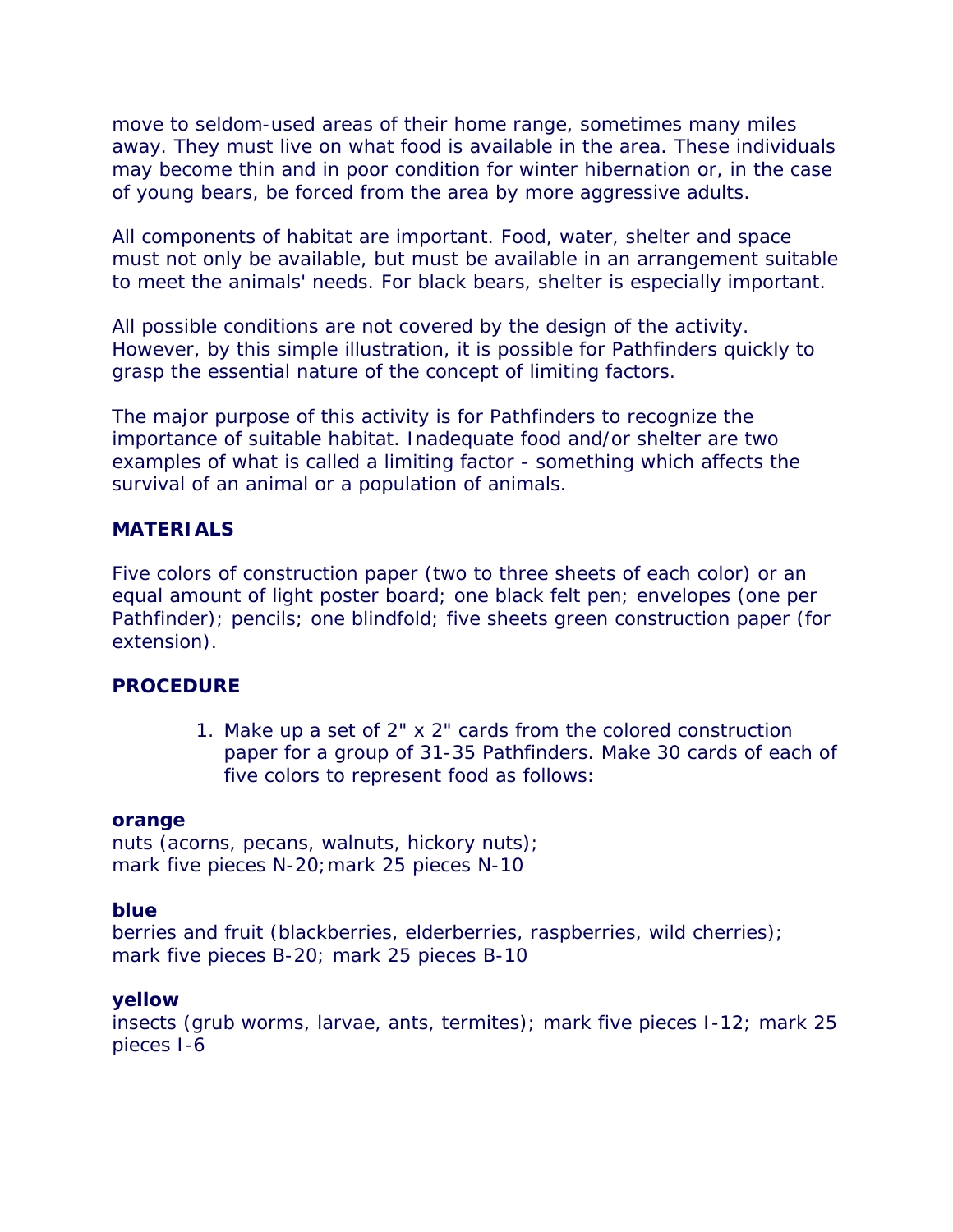move to seldom-used areas of their home range, sometimes many miles away. They must live on what food is available in the area. These individuals may become thin and in poor condition for winter hibernation or, in the case of young bears, be forced from the area by more aggressive adults.

All components of habitat are important. Food, water, shelter and space must not only be available, but must be available in an arrangement suitable to meet the animals' needs. For black bears, shelter is especially important.

All possible conditions are not covered by the design of the activity. However, by this simple illustration, it is possible for Pathfinders quickly to grasp the essential nature of the concept of limiting factors.

The major purpose of this activity is for Pathfinders to recognize the importance of suitable habitat. Inadequate food and/or shelter are two examples of what is called a limiting factor - something which affects the survival of an animal or a population of animals.

**MATERIALS**

Five colors of construction paper (two to three sheets of each color) or an equal amount of light poster board; one black felt pen; envelopes (one per Pathfinder); pencils; one blindfold; five sheets green construction paper (for extension).

**PROCEDURE**

1. Make up a set of 2" x 2" cards from the colored construction paper for a group of 31-35 Pathfinders. Make 30 cards of each of five colors to represent food as follows:

**orange**
nuts (acorns, pecans, walnuts, hickory nuts);
mark five pieces N-20; mark 25 pieces N-10

**blue**
berries and fruit (blackberries, elderberries, raspberries, wild cherries);
mark five pieces B-20; mark 25 pieces B-10

**yellow**
insects (grub worms, larvae, ants, termites); mark five pieces I-12; mark 25 pieces I-6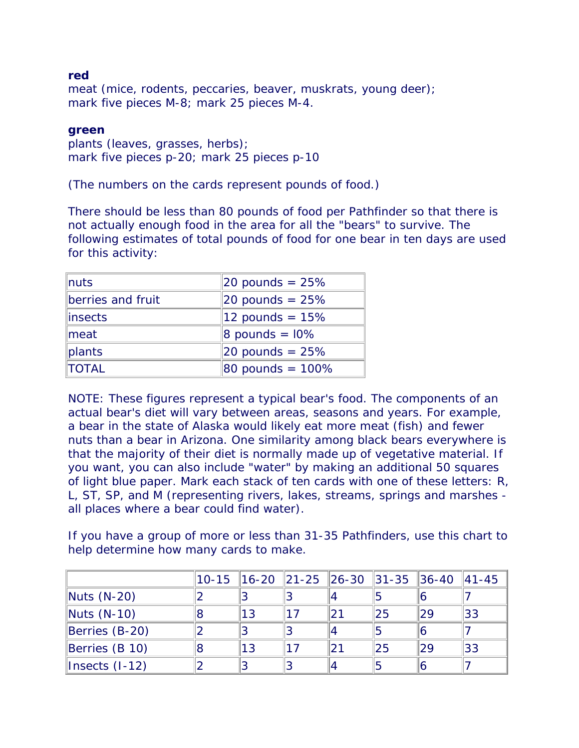**red**
meat (mice, rodents, peccaries, beaver, muskrats, young deer);
mark five pieces M-8; mark 25 pieces M-4.

**green**
plants (leaves, grasses, herbs);
mark five pieces p-20; mark 25 pieces p-10

(The numbers on the cards represent pounds of food.)

There should be less than 80 pounds of food per Pathfinder so that there is not actually enough food in the area for all the "bears" to survive. The following estimates of total pounds of food for one bear in ten days are used for this activity:

| | |
|---|---|
| nuts | 20 pounds = 25% |
| berries and fruit | 20 pounds = 25% |
| insects | 12 pounds = 15% |
| meat | 8 pounds = l0% |
| plants | 20 pounds = 25% |
| TOTAL | 80 pounds = 100% |

NOTE: These figures represent a typical bear's food. The components of an actual bear's diet will vary between areas, seasons and years. For example, a bear in the state of Alaska would likely eat more meat (fish) and fewer nuts than a bear in Arizona. One similarity among black bears everywhere is that the majority of their diet is normally made up of vegetative material. If you want, you can also include "water" by making an additional 50 squares of light blue paper. Mark each stack of ten cards with one of these letters: R, L, ST, SP, and M (representing rivers, lakes, streams, springs and marshes - all places where a bear could find water).

If you have a group of more or less than 31-35 Pathfinders, use this chart to help determine how many cards to make.

| | 10-15 | 16-20 | 21-25 | 26-30 | 31-35 | 36-40 | 41-45 |
|---|---|---|---|---|---|---|---|
| Nuts (N-20) | 2 | 3 | 3 | 4 | 5 | 6 | 7 |
| Nuts (N-10) | 8 | 13 | 17 | 21 | 25 | 29 | 33 |
| Berries (B-20) | 2 | 3 | 3 | 4 | 5 | 6 | 7 |
| Berries (B 10) | 8 | 13 | 17 | 21 | 25 | 29 | 33 |
| Insects (I-12) | 2 | 3 | 3 | 4 | 5 | 6 | 7 |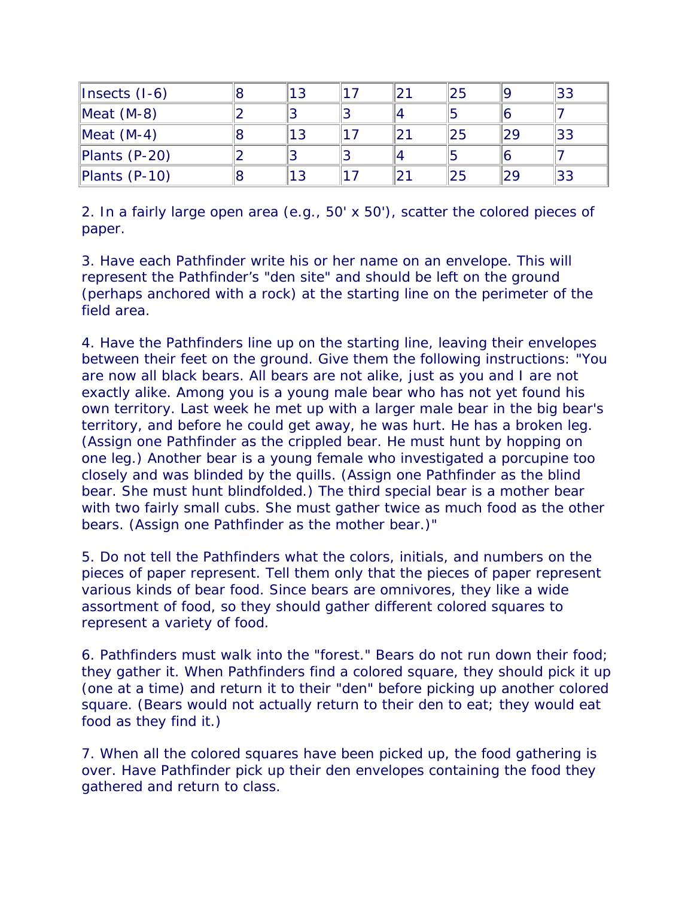| Insects (I-6) | 8 | 13 | 17 | 21 | 25 | 9 | 33 |
|---|---|---|---|---|---|---|---|
| Meat (M-8) | 2 | 3 | 3 | 4 | 5 | 6 | 7 |
| Meat (M-4) | 8 | 13 | 17 | 21 | 25 | 29 | 33 |
| Plants (P-20) | 2 | 3 | 3 | 4 | 5 | 6 | 7 |
| Plants (P-10) | 8 | 13 | 17 | 21 | 25 | 29 | 33 |

2. In a fairly large open area (e.g., 50' x 50'), scatter the colored pieces of paper.

3. Have each Pathfinder write his or her name on an envelope. This will represent the Pathfinder's "den site" and should be left on the ground (perhaps anchored with a rock) at the starting line on the perimeter of the field area.

4. Have the Pathfinders line up on the starting line, leaving their envelopes between their feet on the ground. Give them the following instructions: "You are now all black bears. All bears are not alike, just as you and I are not exactly alike. Among you is a young male bear who has not yet found his own territory. Last week he met up with a larger male bear in the big bear's territory, and before he could get away, he was hurt. He has a broken leg. (Assign one Pathfinder as the crippled bear. He must hunt by hopping on one leg.) Another bear is a young female who investigated a porcupine too closely and was blinded by the quills. (Assign one Pathfinder as the blind bear. She must hunt blindfolded.) The third special bear is a mother bear with two fairly small cubs. She must gather twice as much food as the other bears. (Assign one Pathfinder as the mother bear.)"

5. Do not tell the Pathfinders what the colors, initials, and numbers on the pieces of paper represent. Tell them only that the pieces of paper represent various kinds of bear food. Since bears are omnivores, they like a wide assortment of food, so they should gather different colored squares to represent a variety of food.

6. Pathfinders must walk into the "forest." Bears do not run down their food; they gather it. When Pathfinders find a colored square, they should pick it up (one at a time) and return it to their "den" before picking up another colored square. (Bears would not actually return to their den to eat; they would eat food as they find it.)

7. When all the colored squares have been picked up, the food gathering is over. Have Pathfinder pick up their den envelopes containing the food they gathered and return to class.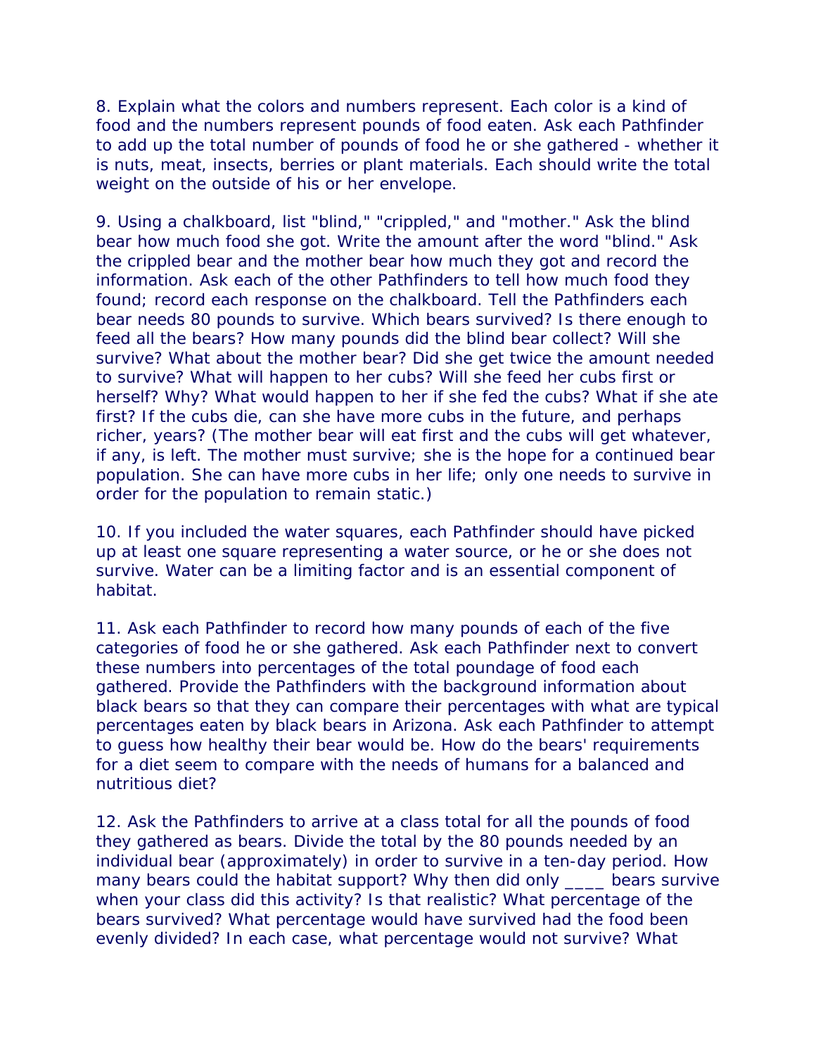8. Explain what the colors and numbers represent. Each color is a kind of food and the numbers represent pounds of food eaten. Ask each Pathfinder to add up the total number of pounds of food he or she gathered - whether it is nuts, meat, insects, berries or plant materials. Each should write the total weight on the outside of his or her envelope.

9. Using a chalkboard, list "blind," "crippled," and "mother." Ask the blind bear how much food she got. Write the amount after the word "blind." Ask the crippled bear and the mother bear how much they got and record the information. Ask each of the other Pathfinders to tell how much food they found; record each response on the chalkboard. Tell the Pathfinders each bear needs 80 pounds to survive. Which bears survived? Is there enough to feed all the bears? How many pounds did the blind bear collect? Will she survive? What about the mother bear? Did she get twice the amount needed to survive? What will happen to her cubs? Will she feed her cubs first or herself? Why? What would happen to her if she fed the cubs? What if she ate first? If the cubs die, can she have more cubs in the future, and perhaps richer, years? (The mother bear will eat first and the cubs will get whatever, if any, is left. The mother must survive; she is the hope for a continued bear population. She can have more cubs in her life; only one needs to survive in order for the population to remain static.)

10. If you included the water squares, each Pathfinder should have picked up at least one square representing a water source, or he or she does not survive. Water can be a limiting factor and is an essential component of habitat.

11. Ask each Pathfinder to record how many pounds of each of the five categories of food he or she gathered. Ask each Pathfinder next to convert these numbers into percentages of the total poundage of food each gathered. Provide the Pathfinders with the background information about black bears so that they can compare their percentages with what are typical percentages eaten by black bears in Arizona. Ask each Pathfinder to attempt to guess how healthy their bear would be. How do the bears' requirements for a diet seem to compare with the needs of humans for a balanced and nutritious diet?

12. Ask the Pathfinders to arrive at a class total for all the pounds of food they gathered as bears. Divide the total by the 80 pounds needed by an individual bear (approximately) in order to survive in a ten-day period. How many bears could the habitat support? Why then did only ____ bears survive when your class did this activity? Is that realistic? What percentage of the bears survived? What percentage would have survived had the food been evenly divided? In each case, what percentage would not survive? What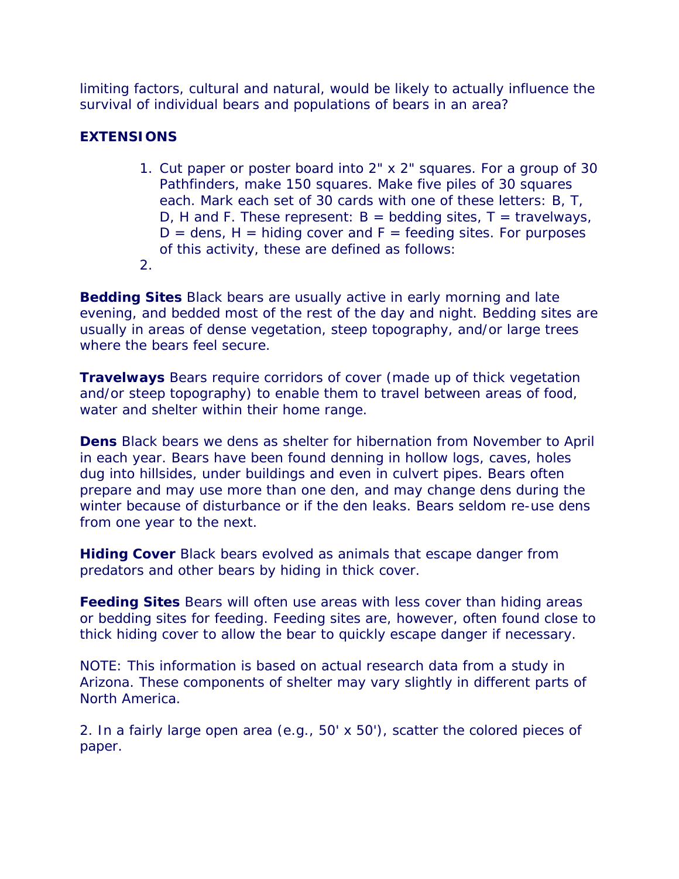limiting factors, cultural and natural, would be likely to actually influence the survival of individual bears and populations of bears in an area?

**EXTENSIONS**

1. Cut paper or poster board into 2" x 2" squares. For a group of 30 Pathfinders, make 150 squares. Make five piles of 30 squares each. Mark each set of 30 cards with one of these letters: B, T, D, H and F. These represent: B = bedding sites, T = travelways, D = dens, H = hiding cover and F = feeding sites. For purposes of this activity, these are defined as follows:
2. 

**Bedding Sites** Black bears are usually active in early morning and late evening, and bedded most of the rest of the day and night. Bedding sites are usually in areas of dense vegetation, steep topography, and/or large trees where the bears feel secure.

**Travelways** Bears require corridors of cover (made up of thick vegetation and/or steep topography) to enable them to travel between areas of food, water and shelter within their home range.

**Dens** Black bears we dens as shelter for hibernation from November to April in each year. Bears have been found denning in hollow logs, caves, holes dug into hillsides, under buildings and even in culvert pipes. Bears often prepare and may use more than one den, and may change dens during the winter because of disturbance or if the den leaks. Bears seldom re-use dens from one year to the next.

**Hiding Cover** Black bears evolved as animals that escape danger from predators and other bears by hiding in thick cover.

**Feeding Sites** Bears will often use areas with less cover than hiding areas or bedding sites for feeding. Feeding sites are, however, often found close to thick hiding cover to allow the bear to quickly escape danger if necessary.

NOTE: This information is based on actual research data from a study in Arizona. These components of shelter may vary slightly in different parts of North America.

2. In a fairly large open area (e.g., 50' x 50'), scatter the colored pieces of paper.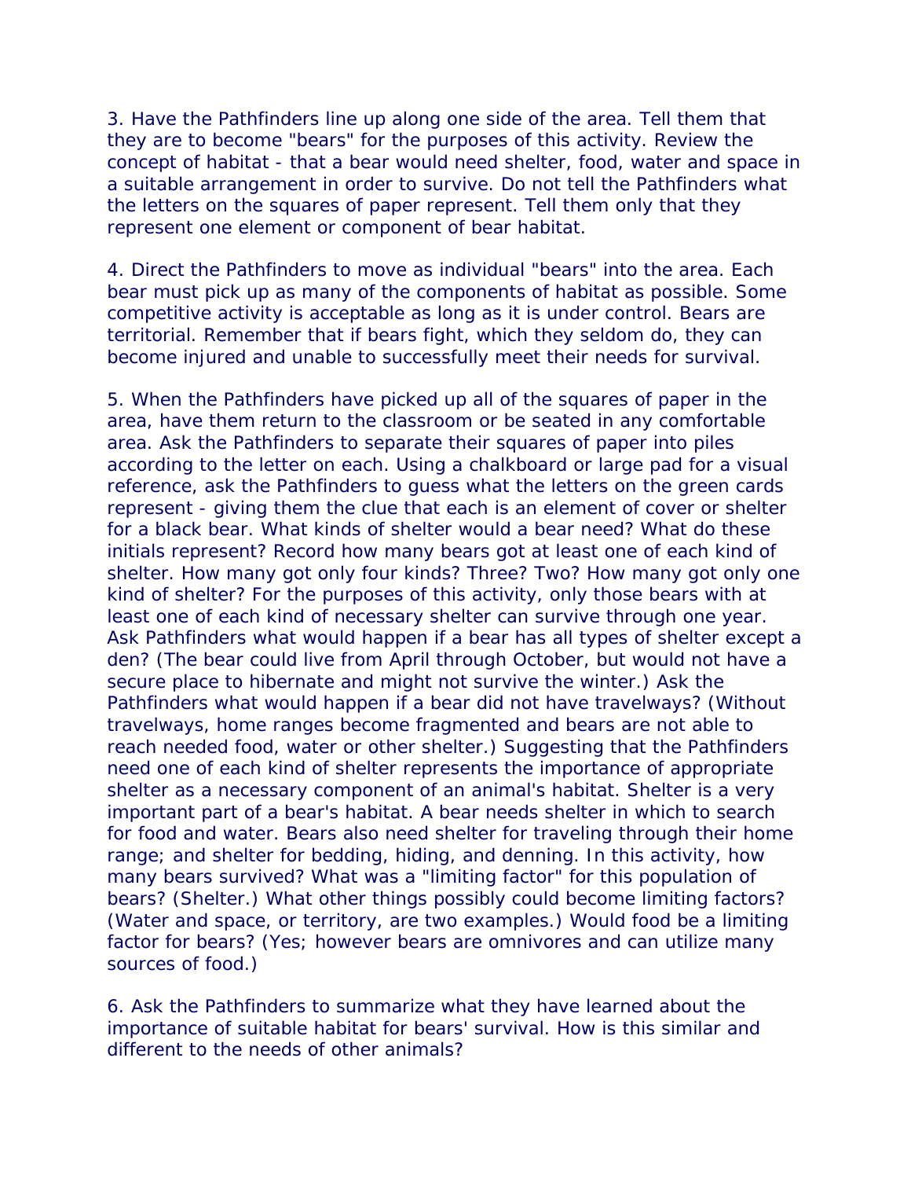3. Have the Pathfinders line up along one side of the area. Tell them that they are to become "bears" for the purposes of this activity. Review the concept of habitat - that a bear would need shelter, food, water and space in a suitable arrangement in order to survive. Do not tell the Pathfinders what the letters on the squares of paper represent. Tell them only that they represent one element or component of bear habitat.

4. Direct the Pathfinders to move as individual "bears" into the area. Each bear must pick up as many of the components of habitat as possible. Some competitive activity is acceptable as long as it is under control. Bears are territorial. Remember that if bears fight, which they seldom do, they can become injured and unable to successfully meet their needs for survival.

5. When the Pathfinders have picked up all of the squares of paper in the area, have them return to the classroom or be seated in any comfortable area. Ask the Pathfinders to separate their squares of paper into piles according to the letter on each. Using a chalkboard or large pad for a visual reference, ask the Pathfinders to guess what the letters on the green cards represent - giving them the clue that each is an element of cover or shelter for a black bear. What kinds of shelter would a bear need? What do these initials represent? Record how many bears got at least one of each kind of shelter. How many got only four kinds? Three? Two? How many got only one kind of shelter? For the purposes of this activity, only those bears with at least one of each kind of necessary shelter can survive through one year. Ask Pathfinders what would happen if a bear has all types of shelter except a den? (The bear could live from April through October, but would not have a secure place to hibernate and might not survive the winter.) Ask the Pathfinders what would happen if a bear did not have travelways? (Without travelways, home ranges become fragmented and bears are not able to reach needed food, water or other shelter.) Suggesting that the Pathfinders need one of each kind of shelter represents the importance of appropriate shelter as a necessary component of an animal's habitat. Shelter is a very important part of a bear's habitat. A bear needs shelter in which to search for food and water. Bears also need shelter for traveling through their home range; and shelter for bedding, hiding, and denning. In this activity, how many bears survived? What was a "limiting factor" for this population of bears? (Shelter.) What other things possibly could become limiting factors? (Water and space, or territory, are two examples.) Would food be a limiting factor for bears? (Yes; however bears are omnivores and can utilize many sources of food.)

6. Ask the Pathfinders to summarize what they have learned about the importance of suitable habitat for bears' survival. How is this similar and different to the needs of other animals?